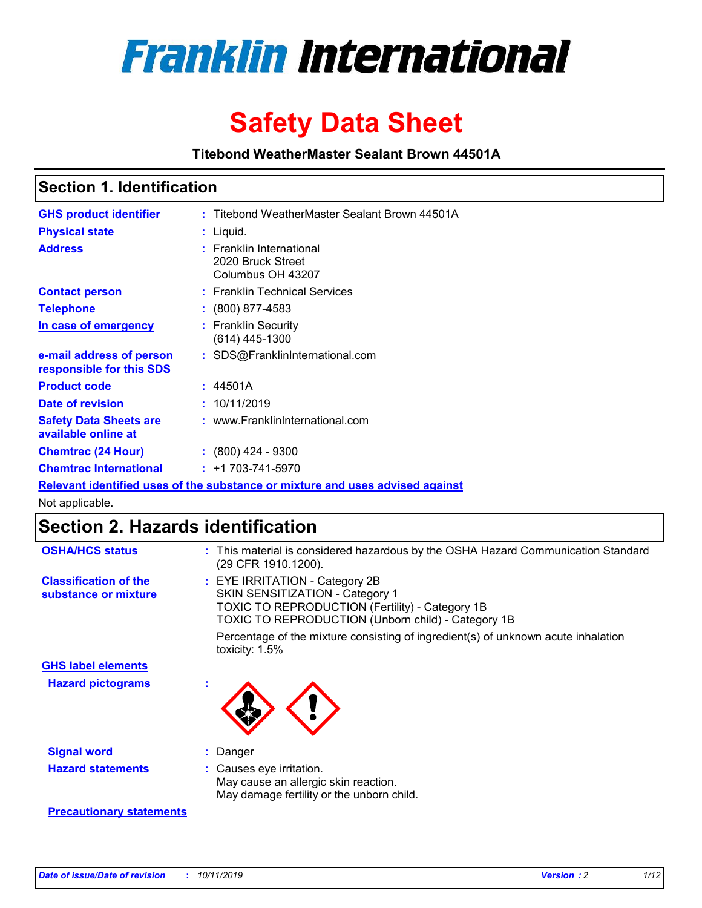# Franklin International

# Safety Data Sheet

**Titebond WeatherMaster Sealant Brown 44501A**

## Section 1. Identification

| | |
|---|---|
| **GHS product identifier** | : Titebond WeatherMaster Sealant Brown 44501A |
| **Physical state** | : Liquid. |
| **Address** | : Franklin International<br>2020 Bruck Street<br>Columbus OH 43207 |
| **Contact person** | : Franklin Technical Services |
| **Telephone** | : (800) 877-4583 |
| **In case of emergency** | : Franklin Security<br>(614) 445-1300 |
| **e-mail address of person responsible for this SDS** | : SDS@FranklinInternational.com |
| **Product code** | : 44501A |
| **Date of revision** | : 10/11/2019 |
| **Safety Data Sheets are available online at** | : www.FranklinInternational.com |
| **Chemtrec (24 Hour)** | : (800) 424 - 9300 |
| **Chemtrec International** | : +1 703-741-5970 |

**Relevant identified uses of the substance or mixture and uses advised against**

Not applicable.

## Section 2. Hazards identification

| | |
|---|---|
| **OSHA/HCS status** | : This material is considered hazardous by the OSHA Hazard Communication Standard (29 CFR 1910.1200). |
| **Classification of the substance or mixture** | : EYE IRRITATION - Category 2B<br>SKIN SENSITIZATION - Category 1<br>TOXIC TO REPRODUCTION (Fertility) - Category 1B<br>TOXIC TO REPRODUCTION (Unborn child) - Category 1B<br><br>Percentage of the mixture consisting of ingredient(s) of unknown acute inhalation toxicity: 1.5% |

**GHS label elements**

| | |
|---|---|
| **Hazard pictograms** | : |
| **Signal word** | : Danger |
| **Hazard statements** | : Causes eye irritation.<br>May cause an allergic skin reaction.<br>May damage fertility or the unborn child. |

**Precautionary statements**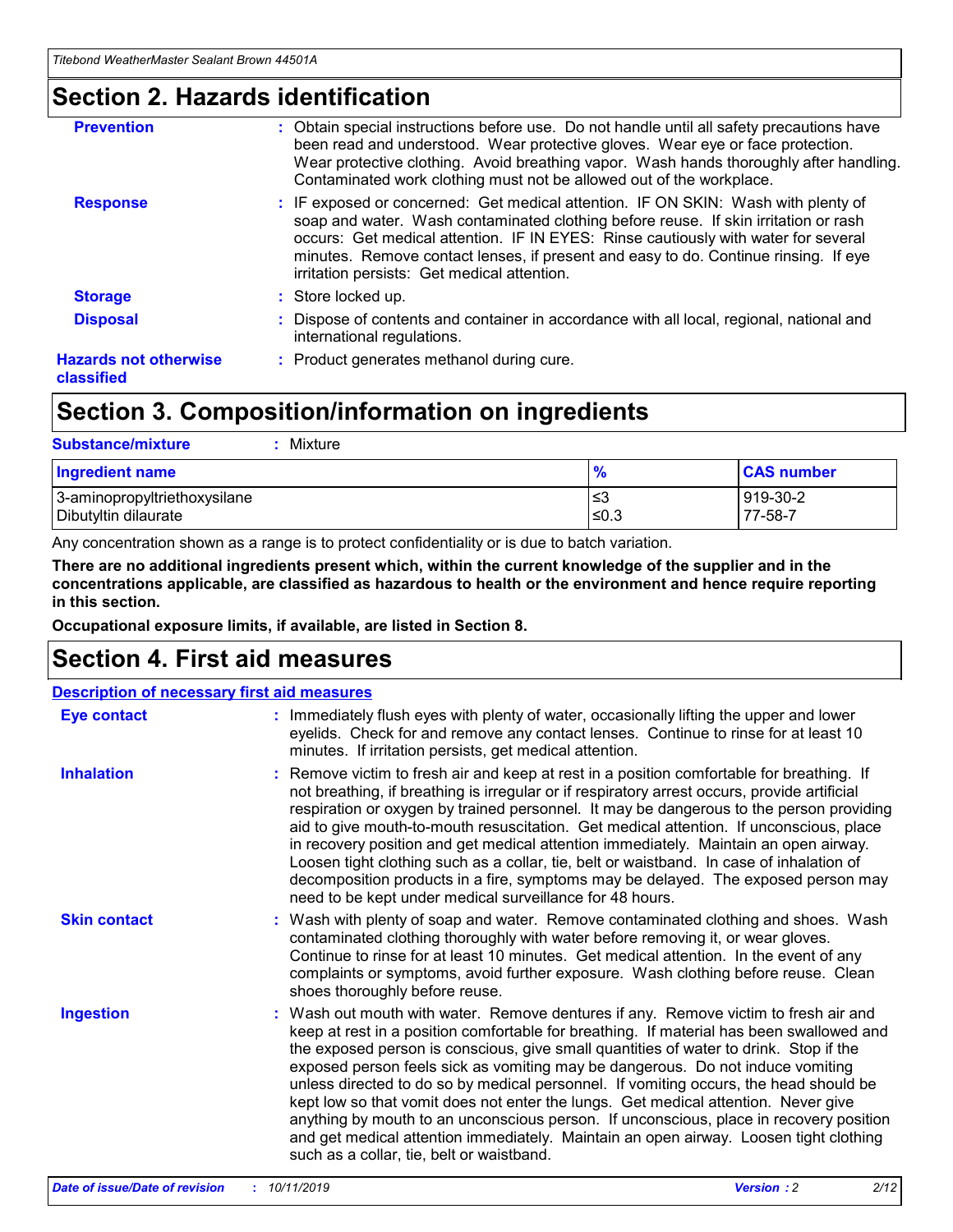## Section 2. Hazards identification

**Prevention** : Obtain special instructions before use. Do not handle until all safety precautions have been read and understood. Wear protective gloves. Wear eye or face protection. Wear protective clothing. Avoid breathing vapor. Wash hands thoroughly after handling. Contaminated work clothing must not be allowed out of the workplace.

**Response** : IF exposed or concerned: Get medical attention. IF ON SKIN: Wash with plenty of soap and water. Wash contaminated clothing before reuse. If skin irritation or rash occurs: Get medical attention. IF IN EYES: Rinse cautiously with water for several minutes. Remove contact lenses, if present and easy to do. Continue rinsing. If eye irritation persists: Get medical attention.

**Storage** : Store locked up.

**Disposal** : Dispose of contents and container in accordance with all local, regional, national and international regulations.

**Hazards not otherwise classified** : Product generates methanol during cure.

## Section 3. Composition/information on ingredients

**Substance/mixture** : Mixture

| Ingredient name | % | CAS number |
| --- | --- | --- |
| 3-aminopropyltriethoxysilane | ≤3 | 919-30-2 |
| Dibutyltin dilaurate | ≤0.3 | 77-58-7 |

Any concentration shown as a range is to protect confidentiality or is due to batch variation.

**There are no additional ingredients present which, within the current knowledge of the supplier and in the concentrations applicable, are classified as hazardous to health or the environment and hence require reporting in this section.**

**Occupational exposure limits, if available, are listed in Section 8.**

## Section 4. First aid measures

**Description of necessary first aid measures**

**Eye contact** : Immediately flush eyes with plenty of water, occasionally lifting the upper and lower eyelids. Check for and remove any contact lenses. Continue to rinse for at least 10 minutes. If irritation persists, get medical attention.

**Inhalation** : Remove victim to fresh air and keep at rest in a position comfortable for breathing. If not breathing, if breathing is irregular or if respiratory arrest occurs, provide artificial respiration or oxygen by trained personnel. It may be dangerous to the person providing aid to give mouth-to-mouth resuscitation. Get medical attention. If unconscious, place in recovery position and get medical attention immediately. Maintain an open airway. Loosen tight clothing such as a collar, tie, belt or waistband. In case of inhalation of decomposition products in a fire, symptoms may be delayed. The exposed person may need to be kept under medical surveillance for 48 hours.

**Skin contact** : Wash with plenty of soap and water. Remove contaminated clothing and shoes. Wash contaminated clothing thoroughly with water before removing it, or wear gloves. Continue to rinse for at least 10 minutes. Get medical attention. In the event of any complaints or symptoms, avoid further exposure. Wash clothing before reuse. Clean shoes thoroughly before reuse.

**Ingestion** : Wash out mouth with water. Remove dentures if any. Remove victim to fresh air and keep at rest in a position comfortable for breathing. If material has been swallowed and the exposed person is conscious, give small quantities of water to drink. Stop if the exposed person feels sick as vomiting may be dangerous. Do not induce vomiting unless directed to do so by medical personnel. If vomiting occurs, the head should be kept low so that vomit does not enter the lungs. Get medical attention. Never give anything by mouth to an unconscious person. If unconscious, place in recovery position and get medical attention immediately. Maintain an open airway. Loosen tight clothing such as a collar, tie, belt or waistband.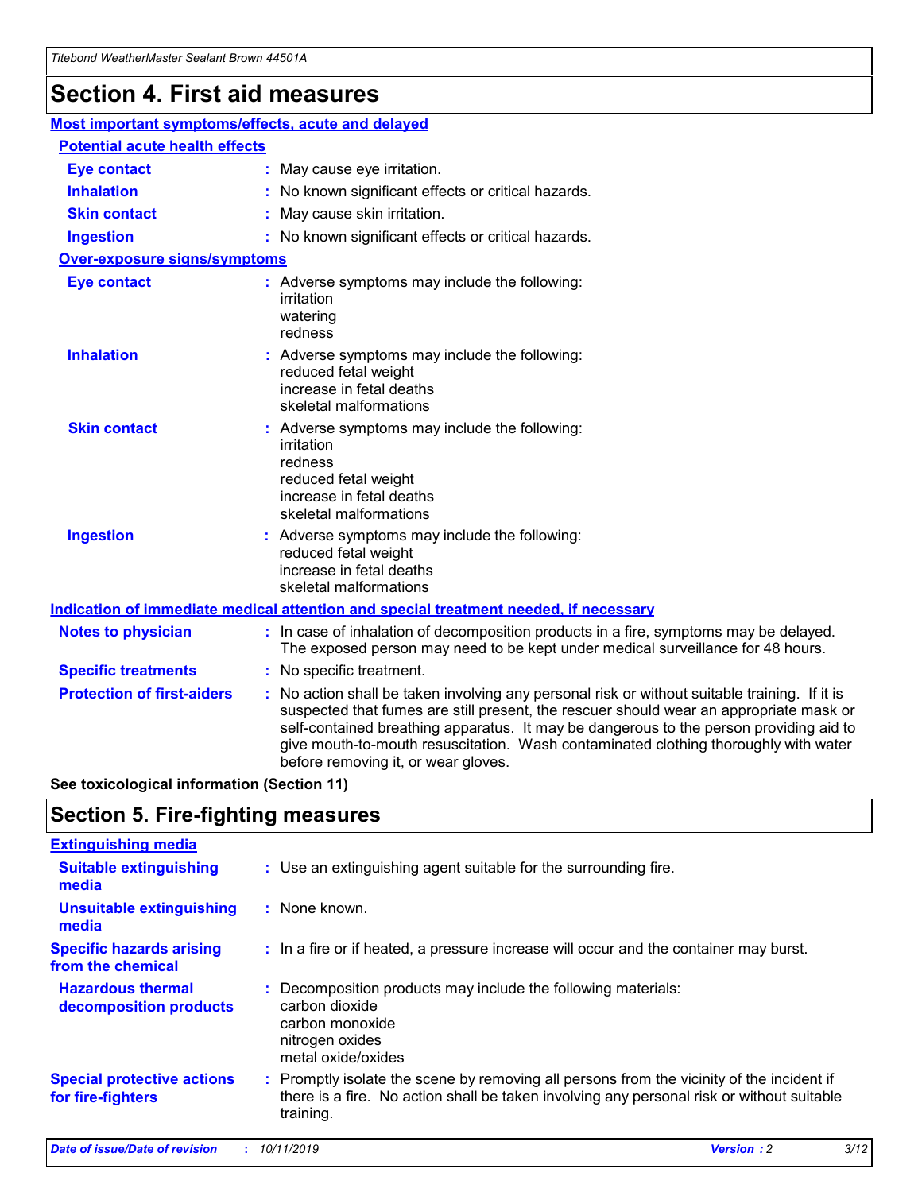# Section 4. First aid measures

## Most important symptoms/effects, acute and delayed

### Potential acute health effects

| | |
|---|---|
| **Eye contact** | May cause eye irritation. |
| **Inhalation** | No known significant effects or critical hazards. |
| **Skin contact** | May cause skin irritation. |
| **Ingestion** | No known significant effects or critical hazards. |

### Over-exposure signs/symptoms

| | |
|---|---|
| **Eye contact** | Adverse symptoms may include the following: irritation, watering, redness |
| **Inhalation** | Adverse symptoms may include the following: reduced fetal weight, increase in fetal deaths, skeletal malformations |
| **Skin contact** | Adverse symptoms may include the following: irritation, redness, reduced fetal weight, increase in fetal deaths, skeletal malformations |
| **Ingestion** | Adverse symptoms may include the following: reduced fetal weight, increase in fetal deaths, skeletal malformations |

## Indication of immediate medical attention and special treatment needed, if necessary

| | |
|---|---|
| **Notes to physician** | In case of inhalation of decomposition products in a fire, symptoms may be delayed. The exposed person may need to be kept under medical surveillance for 48 hours. |
| **Specific treatments** | No specific treatment. |
| **Protection of first-aiders** | No action shall be taken involving any personal risk or without suitable training. If it is suspected that fumes are still present, the rescuer should wear an appropriate mask or self-contained breathing apparatus. It may be dangerous to the person providing aid to give mouth-to-mouth resuscitation. Wash contaminated clothing thoroughly with water before removing it, or wear gloves. |

**See toxicological information (Section 11)**

# Section 5. Fire-fighting measures

## Extinguishing media

| | |
|---|---|
| **Suitable extinguishing media** | Use an extinguishing agent suitable for the surrounding fire. |
| **Unsuitable extinguishing media** | None known. |
| **Specific hazards arising from the chemical** | In a fire or if heated, a pressure increase will occur and the container may burst. |
| **Hazardous thermal decomposition products** | Decomposition products may include the following materials: carbon dioxide, carbon monoxide, nitrogen oxides, metal oxide/oxides |
| **Special protective actions for fire-fighters** | Promptly isolate the scene by removing all persons from the vicinity of the incident if there is a fire. No action shall be taken involving any personal risk or without suitable training. |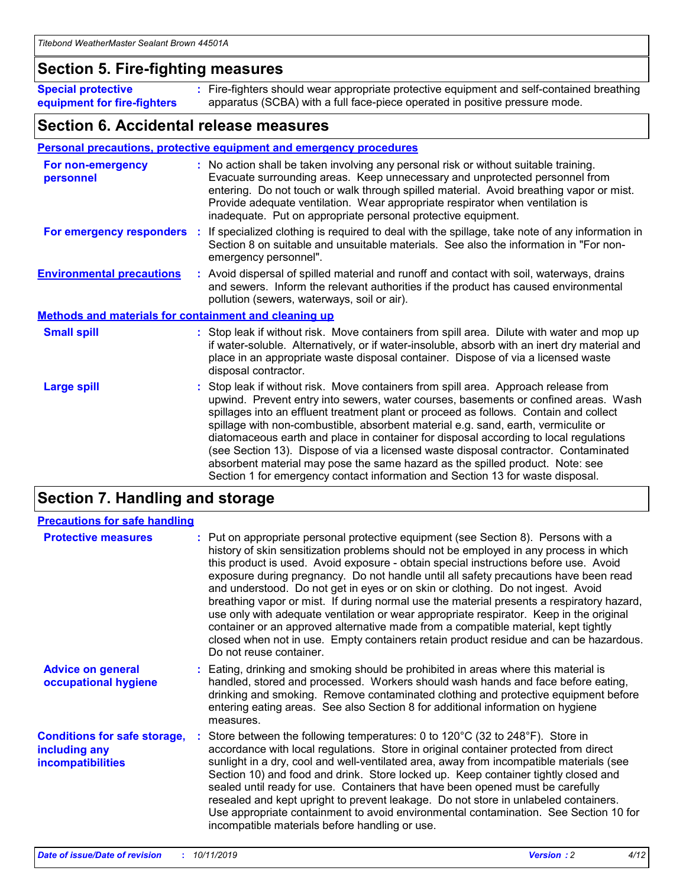## Section 5. Fire-fighting measures

**Special protective equipment for fire-fighters** : Fire-fighters should wear appropriate protective equipment and self-contained breathing apparatus (SCBA) with a full face-piece operated in positive pressure mode.

## Section 6. Accidental release measures

### Personal precautions, protective equipment and emergency procedures

**For non-emergency personnel** : No action shall be taken involving any personal risk or without suitable training. Evacuate surrounding areas. Keep unnecessary and unprotected personnel from entering. Do not touch or walk through spilled material. Avoid breathing vapor or mist. Provide adequate ventilation. Wear appropriate respirator when ventilation is inadequate. Put on appropriate personal protective equipment.

**For emergency responders** : If specialized clothing is required to deal with the spillage, take note of any information in Section 8 on suitable and unsuitable materials. See also the information in "For non-emergency personnel".

**Environmental precautions** : Avoid dispersal of spilled material and runoff and contact with soil, waterways, drains and sewers. Inform the relevant authorities if the product has caused environmental pollution (sewers, waterways, soil or air).

### Methods and materials for containment and cleaning up

**Small spill** : Stop leak if without risk. Move containers from spill area. Dilute with water and mop up if water-soluble. Alternatively, or if water-insoluble, absorb with an inert dry material and place in an appropriate waste disposal container. Dispose of via a licensed waste disposal contractor.

**Large spill** : Stop leak if without risk. Move containers from spill area. Approach release from upwind. Prevent entry into sewers, water courses, basements or confined areas. Wash spillages into an effluent treatment plant or proceed as follows. Contain and collect spillage with non-combustible, absorbent material e.g. sand, earth, vermiculite or diatomaceous earth and place in container for disposal according to local regulations (see Section 13). Dispose of via a licensed waste disposal contractor. Contaminated absorbent material may pose the same hazard as the spilled product. Note: see Section 1 for emergency contact information and Section 13 for waste disposal.

## Section 7. Handling and storage

### Precautions for safe handling

**Protective measures** : Put on appropriate personal protective equipment (see Section 8). Persons with a history of skin sensitization problems should not be employed in any process in which this product is used. Avoid exposure - obtain special instructions before use. Avoid exposure during pregnancy. Do not handle until all safety precautions have been read and understood. Do not get in eyes or on skin or clothing. Do not ingest. Avoid breathing vapor or mist. If during normal use the material presents a respiratory hazard, use only with adequate ventilation or wear appropriate respirator. Keep in the original container or an approved alternative made from a compatible material, kept tightly closed when not in use. Empty containers retain product residue and can be hazardous. Do not reuse container.

**Advice on general occupational hygiene** : Eating, drinking and smoking should be prohibited in areas where this material is handled, stored and processed. Workers should wash hands and face before eating, drinking and smoking. Remove contaminated clothing and protective equipment before entering eating areas. See also Section 8 for additional information on hygiene measures.

**Conditions for safe storage, including any incompatibilities** : Store between the following temperatures: 0 to 120°C (32 to 248°F). Store in accordance with local regulations. Store in original container protected from direct sunlight in a dry, cool and well-ventilated area, away from incompatible materials (see Section 10) and food and drink. Store locked up. Keep container tightly closed and sealed until ready for use. Containers that have been opened must be carefully resealed and kept upright to prevent leakage. Do not store in unlabeled containers. Use appropriate containment to avoid environmental contamination. See Section 10 for incompatible materials before handling or use.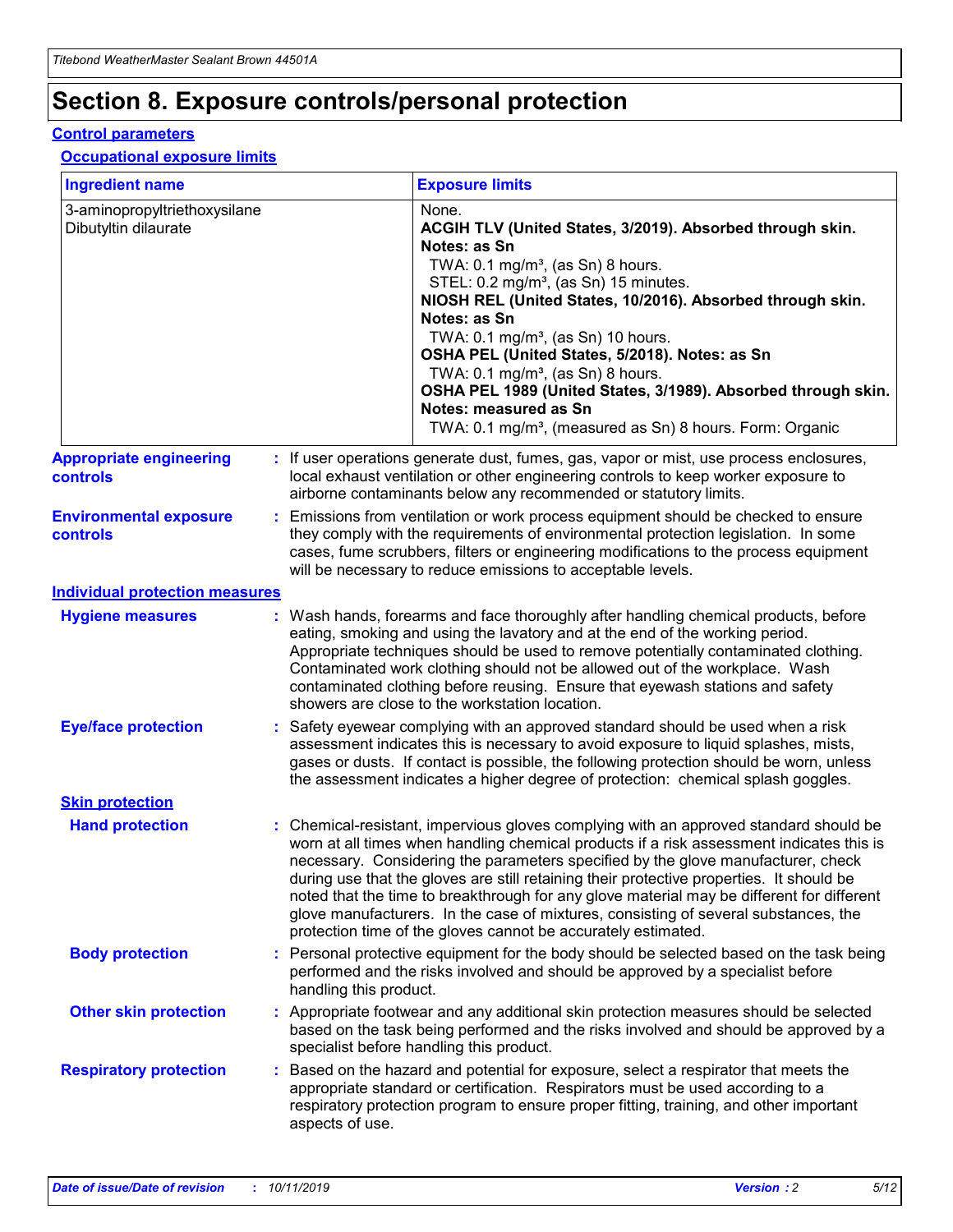# Section 8. Exposure controls/personal protection

## Control parameters

### Occupational exposure limits

| Ingredient name | Exposure limits |
|---|---|
| 3-aminopropyltriethoxysilane<br>Dibutyltin dilaurate | None.<br>**ACGIH TLV (United States, 3/2019). Absorbed through skin. Notes: as Sn**<br>TWA: 0.1 mg/m³, (as Sn) 8 hours.<br>STEL: 0.2 mg/m³, (as Sn) 15 minutes.<br>**NIOSH REL (United States, 10/2016). Absorbed through skin. Notes: as Sn**<br>TWA: 0.1 mg/m³, (as Sn) 10 hours.<br>**OSHA PEL (United States, 5/2018). Notes: as Sn**<br>TWA: 0.1 mg/m³, (as Sn) 8 hours.<br>**OSHA PEL 1989 (United States, 3/1989). Absorbed through skin. Notes: measured as Sn**<br>TWA: 0.1 mg/m³, (measured as Sn) 8 hours. Form: Organic |

**Appropriate engineering controls** : If user operations generate dust, fumes, gas, vapor or mist, use process enclosures, local exhaust ventilation or other engineering controls to keep worker exposure to airborne contaminants below any recommended or statutory limits.

**Environmental exposure controls** : Emissions from ventilation or work process equipment should be checked to ensure they comply with the requirements of environmental protection legislation. In some cases, fume scrubbers, filters or engineering modifications to the process equipment will be necessary to reduce emissions to acceptable levels.

## Individual protection measures

**Hygiene measures** : Wash hands, forearms and face thoroughly after handling chemical products, before eating, smoking and using the lavatory and at the end of the working period. Appropriate techniques should be used to remove potentially contaminated clothing. Contaminated work clothing should not be allowed out of the workplace. Wash contaminated clothing before reusing. Ensure that eyewash stations and safety showers are close to the workstation location.

**Eye/face protection** : Safety eyewear complying with an approved standard should be used when a risk assessment indicates this is necessary to avoid exposure to liquid splashes, mists, gases or dusts. If contact is possible, the following protection should be worn, unless the assessment indicates a higher degree of protection: chemical splash goggles.

### Skin protection

**Hand protection** : Chemical-resistant, impervious gloves complying with an approved standard should be worn at all times when handling chemical products if a risk assessment indicates this is necessary. Considering the parameters specified by the glove manufacturer, check during use that the gloves are still retaining their protective properties. It should be noted that the time to breakthrough for any glove material may be different for different glove manufacturers. In the case of mixtures, consisting of several substances, the protection time of the gloves cannot be accurately estimated.

**Body protection** : Personal protective equipment for the body should be selected based on the task being performed and the risks involved and should be approved by a specialist before handling this product.

**Other skin protection** : Appropriate footwear and any additional skin protection measures should be selected based on the task being performed and the risks involved and should be approved by a specialist before handling this product.

**Respiratory protection** : Based on the hazard and potential for exposure, select a respirator that meets the appropriate standard or certification. Respirators must be used according to a respiratory protection program to ensure proper fitting, training, and other important aspects of use.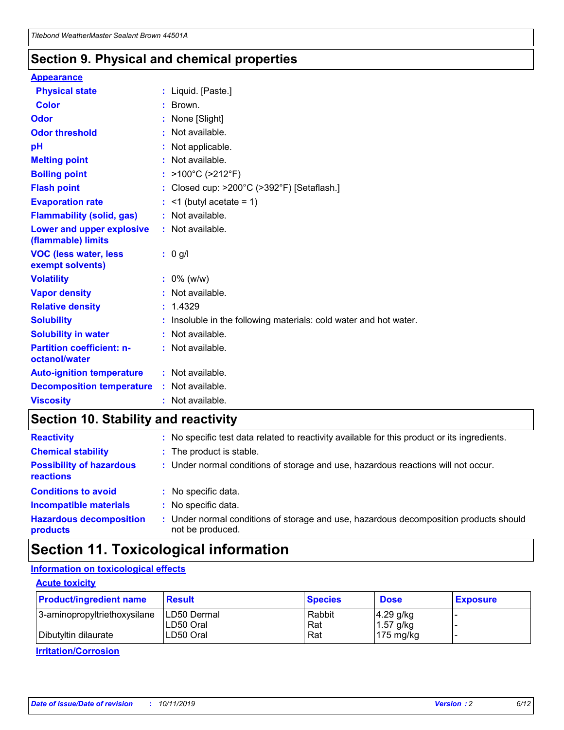## Section 9. Physical and chemical properties

### Appearance

| | | |
|---|---|---|
| **Physical state** | : | Liquid. [Paste.] |
| **Color** | : | Brown. |
| **Odor** | : | None [Slight] |
| **Odor threshold** | : | Not available. |
| **pH** | : | Not applicable. |
| **Melting point** | : | Not available. |
| **Boiling point** | : | >100°C (>212°F) |
| **Flash point** | : | Closed cup: >200°C (>392°F) [Setaflash.] |
| **Evaporation rate** | : | <1 (butyl acetate = 1) |
| **Flammability (solid, gas)** | : | Not available. |
| **Lower and upper explosive (flammable) limits** | : | Not available. |
| **VOC (less water, less exempt solvents)** | : | 0 g/l |
| **Volatility** | : | 0% (w/w) |
| **Vapor density** | : | Not available. |
| **Relative density** | : | 1.4329 |
| **Solubility** | : | Insoluble in the following materials: cold water and hot water. |
| **Solubility in water** | : | Not available. |
| **Partition coefficient: n-octanol/water** | : | Not available. |
| **Auto-ignition temperature** | : | Not available. |
| **Decomposition temperature** | : | Not available. |
| **Viscosity** | : | Not available. |

## Section 10. Stability and reactivity

| | | |
|---|---|---|
| **Reactivity** | : | No specific test data related to reactivity available for this product or its ingredients. |
| **Chemical stability** | : | The product is stable. |
| **Possibility of hazardous reactions** | : | Under normal conditions of storage and use, hazardous reactions will not occur. |
| **Conditions to avoid** | : | No specific data. |
| **Incompatible materials** | : | No specific data. |
| **Hazardous decomposition products** | : | Under normal conditions of storage and use, hazardous decomposition products should not be produced. |

## Section 11. Toxicological information

### Information on toxicological effects

#### Acute toxicity

| Product/ingredient name | Result | Species | Dose | Exposure |
|---|---|---|---|---|
| 3-aminopropyltriethoxysilane | LD50 Dermal | Rabbit | 4.29 g/kg | - |
| | LD50 Oral | Rat | 1.57 g/kg | - |
| Dibutyltin dilaurate | LD50 Oral | Rat | 175 mg/kg | - |

#### Irritation/Corrosion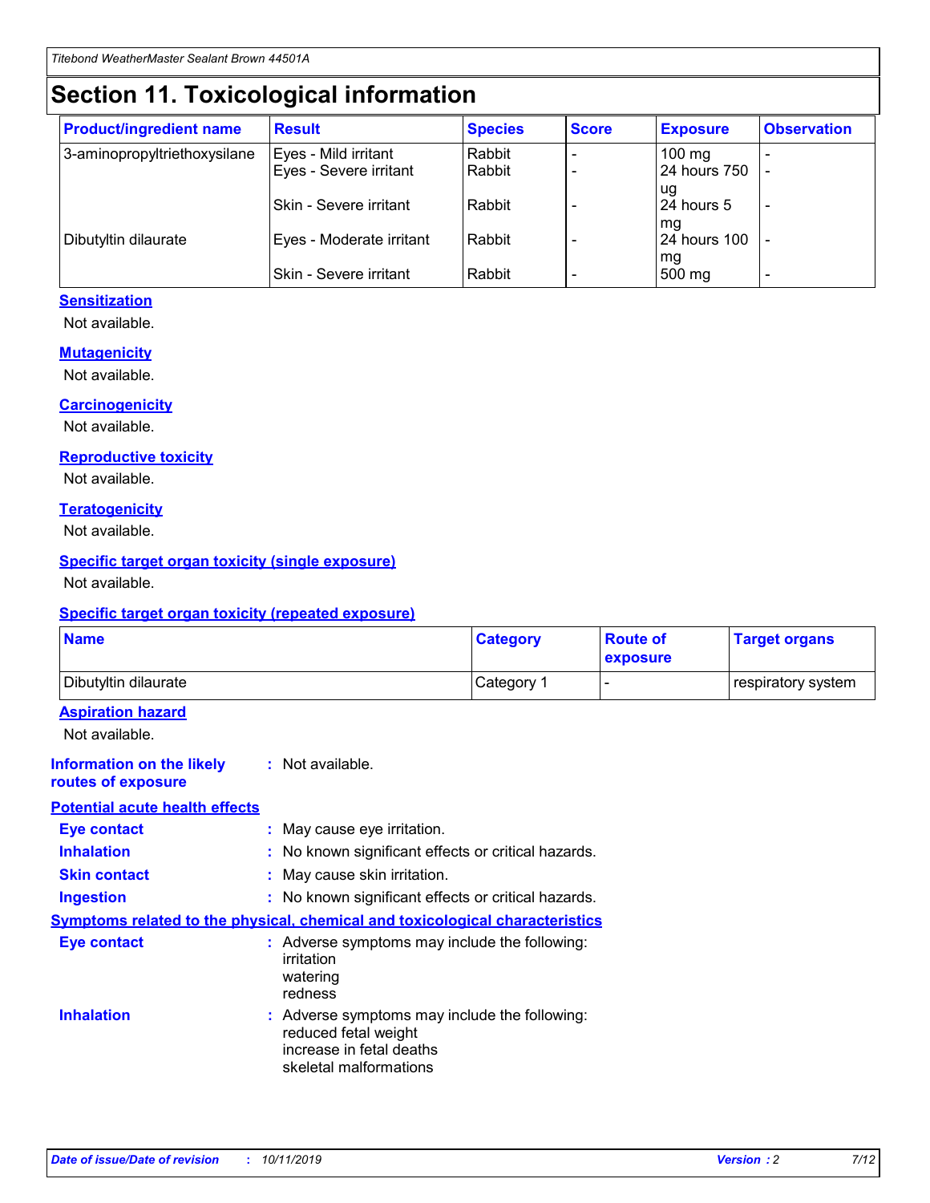# Section 11. Toxicological information

| Product/ingredient name | Result | Species | Score | Exposure | Observation |
| --- | --- | --- | --- | --- | --- |
| 3-aminopropyltriethoxysilane | Eyes - Mild irritant | Rabbit | - | 100 mg | - |
| | Eyes - Severe irritant | Rabbit | - | 24 hours 750 ug | - |
| | Skin - Severe irritant | Rabbit | - | 24 hours 5 mg | - |
| Dibutyltin dilaurate | Eyes - Moderate irritant | Rabbit | - | 24 hours 100 mg | - |
| | Skin - Severe irritant | Rabbit | - | 500 mg | - |

### Sensitization

Not available.

### Mutagenicity

Not available.

### Carcinogenicity

Not available.

### Reproductive toxicity

Not available.

### Teratogenicity

Not available.

### Specific target organ toxicity (single exposure)

Not available.

### Specific target organ toxicity (repeated exposure)

| Name | Category | Route of exposure | Target organs |
| --- | --- | --- | --- |
| Dibutyltin dilaurate | Category 1 | - | respiratory system |

### Aspiration hazard

Not available.

**Information on the likely routes of exposure** : Not available.

### Potential acute health effects

**Eye contact** : May cause eye irritation.

**Inhalation** : No known significant effects or critical hazards.

**Skin contact** : May cause skin irritation.

**Ingestion** : No known significant effects or critical hazards.

### Symptoms related to the physical, chemical and toxicological characteristics

**Eye contact** : Adverse symptoms may include the following:
irritation
watering
redness

**Inhalation** : Adverse symptoms may include the following:
reduced fetal weight
increase in fetal deaths
skeletal malformations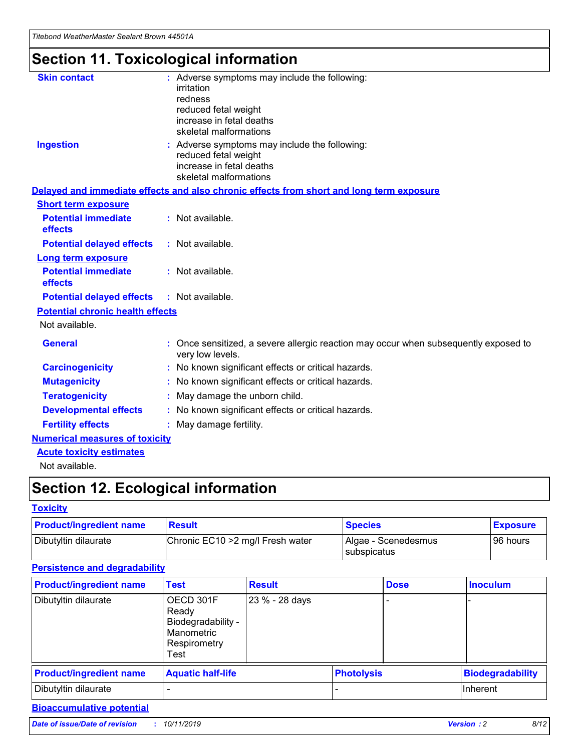# Section 11. Toxicological information

**Skin contact** : Adverse symptoms may include the following:
irritation
redness
reduced fetal weight
increase in fetal deaths
skeletal malformations

**Ingestion** : Adverse symptoms may include the following:
reduced fetal weight
increase in fetal deaths
skeletal malformations

## Delayed and immediate effects and also chronic effects from short and long term exposure

### Short term exposure

**Potential immediate effects** : Not available.

**Potential delayed effects** : Not available.

### Long term exposure

**Potential immediate effects** : Not available.

**Potential delayed effects** : Not available.

### Potential chronic health effects

Not available.

**General** : Once sensitized, a severe allergic reaction may occur when subsequently exposed to very low levels.

**Carcinogenicity** : No known significant effects or critical hazards.

**Mutagenicity** : No known significant effects or critical hazards.

**Teratogenicity** : May damage the unborn child.

**Developmental effects** : No known significant effects or critical hazards.

**Fertility effects** : May damage fertility.

## Numerical measures of toxicity

### Acute toxicity estimates

Not available.

# Section 12. Ecological information

## Toxicity

| Product/ingredient name | Result | Species | Exposure |
| --- | --- | --- | --- |
| Dibutyltin dilaurate | Chronic EC10 >2 mg/l Fresh water | Algae - Scenedesmus subspicatus | 96 hours |

## Persistence and degradability

| Product/ingredient name | Test | Result | Dose | Inoculum |
| --- | --- | --- | --- | --- |
| Dibutyltin dilaurate | OECD 301F Ready Biodegradability - Manometric Respirometry Test | 23 % - 28 days | - | - |

| Product/ingredient name | Aquatic half-life | Photolysis | Biodegradability |
| --- | --- | --- | --- |
| Dibutyltin dilaurate | - | - | Inherent |

## Bioaccumulative potential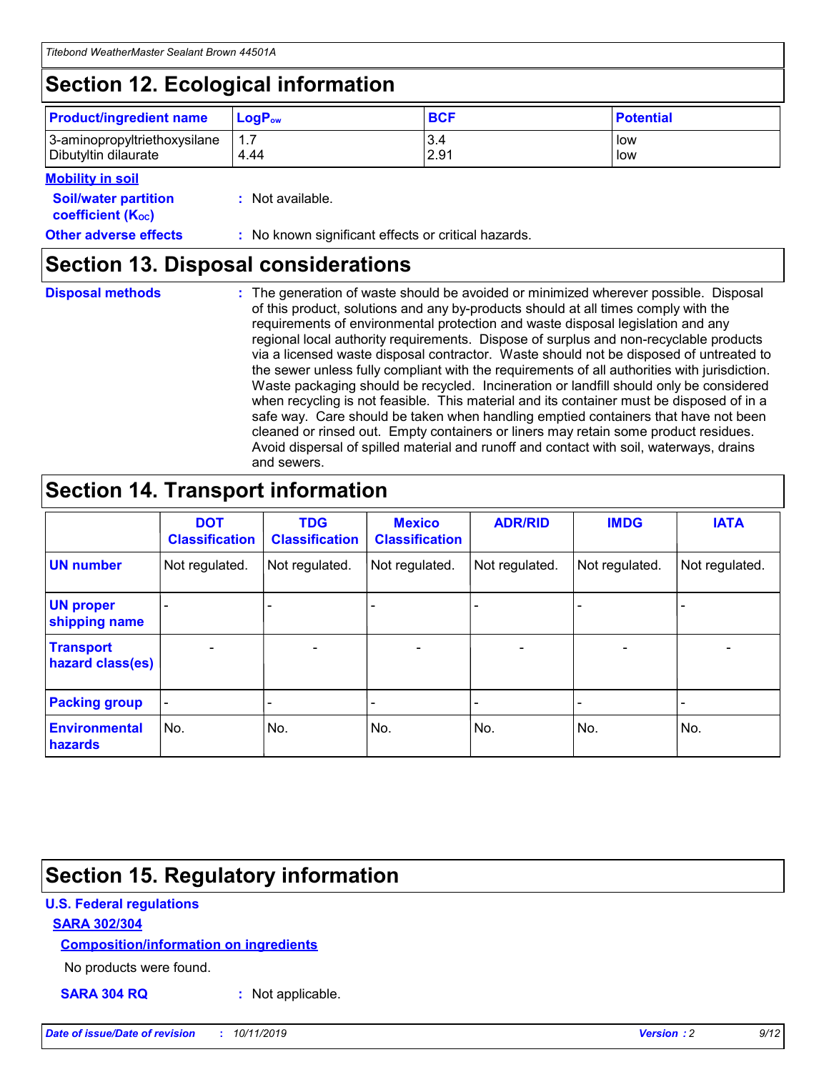## Section 12. Ecological information

| Product/ingredient name | $LogP_{ow}$ | BCF | Potential |
|---|---|---|---|
| 3-aminopropyltriethoxysilane | 1.7 | 3.4 | low |
| Dibutyltin dilaurate | 4.44 | 2.91 | low |

**Mobility in soil**

**Soil/water partition coefficient ($K_{OC}$)** : Not available.

**Other adverse effects** : No known significant effects or critical hazards.

## Section 13. Disposal considerations

**Disposal methods** : The generation of waste should be avoided or minimized wherever possible. Disposal of this product, solutions and any by-products should at all times comply with the requirements of environmental protection and waste disposal legislation and any regional local authority requirements. Dispose of surplus and non-recyclable products via a licensed waste disposal contractor. Waste should not be disposed of untreated to the sewer unless fully compliant with the requirements of all authorities with jurisdiction. Waste packaging should be recycled. Incineration or landfill should only be considered when recycling is not feasible. This material and its container must be disposed of in a safe way. Care should be taken when handling emptied containers that have not been cleaned or rinsed out. Empty containers or liners may retain some product residues. Avoid dispersal of spilled material and runoff and contact with soil, waterways, drains and sewers.

## Section 14. Transport information

| | DOT Classification | TDG Classification | Mexico Classification | ADR/RID | IMDG | IATA |
|---|---|---|---|---|---|---|
| UN number | Not regulated. | Not regulated. | Not regulated. | Not regulated. | Not regulated. | Not regulated. |
| UN proper shipping name | - | - | - | - | - | - |
| Transport hazard class(es) | - | - | - | - | - | - |
| Packing group | - | - | - | - | - | - |
| Environmental hazards | No. | No. | No. | No. | No. | No. |

## Section 15. Regulatory information

**U.S. Federal regulations**

**SARA 302/304**

**Composition/information on ingredients**

No products were found.

**SARA 304 RQ** : Not applicable.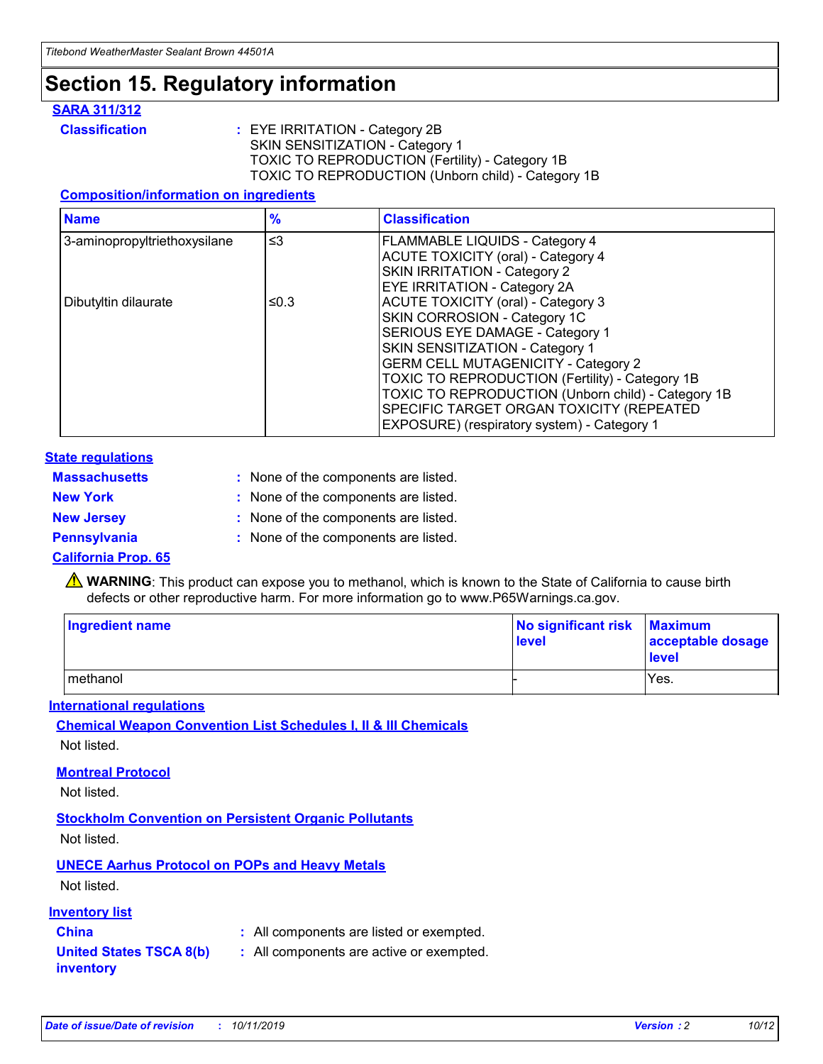# Section 15. Regulatory information

### SARA 311/312

**Classification** : EYE IRRITATION - Category 2B
SKIN SENSITIZATION - Category 1
TOXIC TO REPRODUCTION (Fertility) - Category 1B
TOXIC TO REPRODUCTION (Unborn child) - Category 1B

#### Composition/information on ingredients

| Name | % | Classification |
|---|---|---|
| 3-aminopropyltriethoxysilane | ≤3 | FLAMMABLE LIQUIDS - Category 4<br>ACUTE TOXICITY (oral) - Category 4<br>SKIN IRRITATION - Category 2<br>EYE IRRITATION - Category 2A |
| Dibutyltin dilaurate | ≤0.3 | ACUTE TOXICITY (oral) - Category 3<br>SKIN CORROSION - Category 1C<br>SERIOUS EYE DAMAGE - Category 1<br>SKIN SENSITIZATION - Category 1<br>GERM CELL MUTAGENICITY - Category 2<br>TOXIC TO REPRODUCTION (Fertility) - Category 1B<br>TOXIC TO REPRODUCTION (Unborn child) - Category 1B<br>SPECIFIC TARGET ORGAN TOXICITY (REPEATED EXPOSURE) (respiratory system) - Category 1 |

### State regulations

**Massachusetts** : None of the components are listed.

**New York** : None of the components are listed.

**New Jersey** : None of the components are listed.

**Pennsylvania** : None of the components are listed.

### California Prop. 65

⚠ **WARNING**: This product can expose you to methanol, which is known to the State of California to cause birth defects or other reproductive harm. For more information go to www.P65Warnings.ca.gov.

| Ingredient name | No significant risk level | Maximum acceptable dosage level |
|---|---|---|
| methanol | - | Yes. |

### International regulations

#### Chemical Weapon Convention List Schedules I, II & III Chemicals

Not listed.

#### Montreal Protocol

Not listed.

#### Stockholm Convention on Persistent Organic Pollutants

Not listed.

#### UNECE Aarhus Protocol on POPs and Heavy Metals

Not listed.

### Inventory list

**China** : All components are listed or exempted.

**United States TSCA 8(b) inventory** : All components are active or exempted.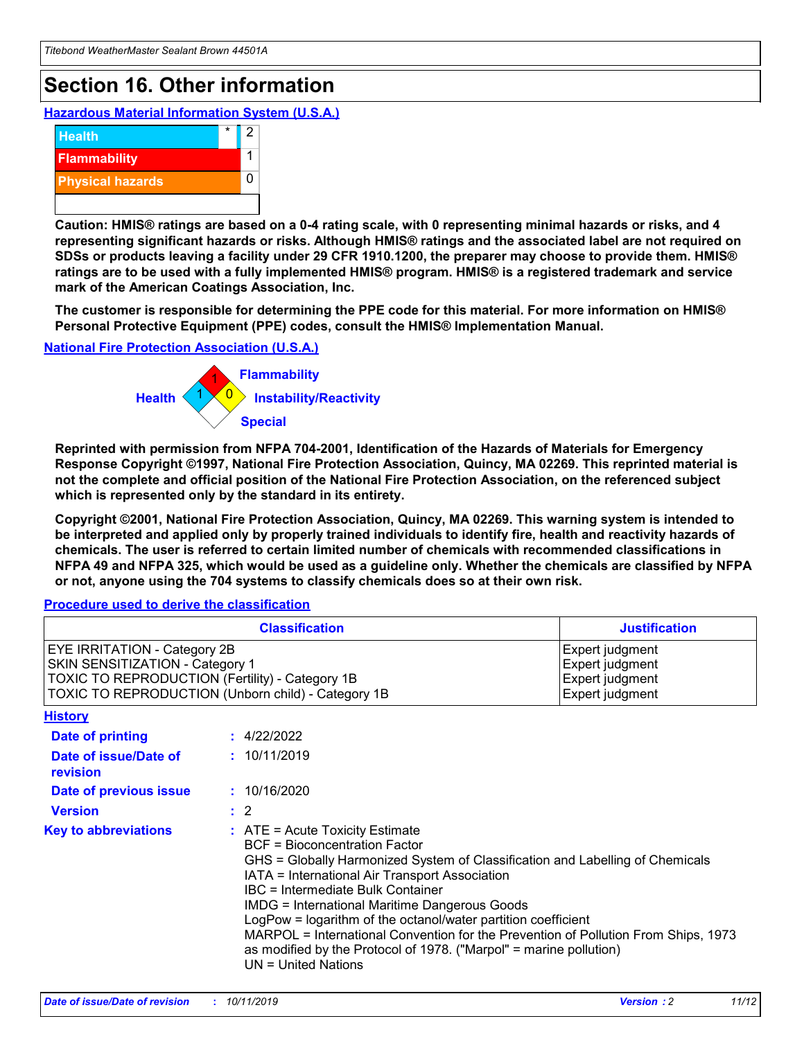# Section 16. Other information

## Hazardous Material Information System (U.S.A.)

| | | |
|---|---|---|
| Health | * | 2 |
| Flammability | | 1 |
| Physical hazards | | 0 |

**Caution: HMIS® ratings are based on a 0-4 rating scale, with 0 representing minimal hazards or risks, and 4 representing significant hazards or risks. Although HMIS® ratings and the associated label are not required on SDSs or products leaving a facility under 29 CFR 1910.1200, the preparer may choose to provide them. HMIS® ratings are to be used with a fully implemented HMIS® program. HMIS® is a registered trademark and service mark of the American Coatings Association, Inc.**

**The customer is responsible for determining the PPE code for this material. For more information on HMIS® Personal Protective Equipment (PPE) codes, consult the HMIS® Implementation Manual.**

## National Fire Protection Association (U.S.A.)

Flammability: 1
Health: 1
Instability/Reactivity: 0
Special:

**Reprinted with permission from NFPA 704-2001, Identification of the Hazards of Materials for Emergency Response Copyright ©1997, National Fire Protection Association, Quincy, MA 02269. This reprinted material is not the complete and official position of the National Fire Protection Association, on the referenced subject which is represented only by the standard in its entirety.**

**Copyright ©2001, National Fire Protection Association, Quincy, MA 02269. This warning system is intended to be interpreted and applied only by properly trained individuals to identify fire, health and reactivity hazards of chemicals. The user is referred to certain limited number of chemicals with recommended classifications in NFPA 49 and NFPA 325, which would be used as a guideline only. Whether the chemicals are classified by NFPA or not, anyone using the 704 systems to classify chemicals does so at their own risk.**

## Procedure used to derive the classification

| Classification | Justification |
|---|---|
| EYE IRRITATION - Category 2B | Expert judgment |
| SKIN SENSITIZATION - Category 1 | Expert judgment |
| TOXIC TO REPRODUCTION (Fertility) - Category 1B | Expert judgment |
| TOXIC TO REPRODUCTION (Unborn child) - Category 1B | Expert judgment |

## History

**Date of printing** : 4/22/2022

**Date of issue/Date of revision** : 10/11/2019

**Date of previous issue** : 10/16/2020

**Version** : 2

**Key to abbreviations** : ATE = Acute Toxicity Estimate
BCF = Bioconcentration Factor
GHS = Globally Harmonized System of Classification and Labelling of Chemicals
IATA = International Air Transport Association
IBC = Intermediate Bulk Container
IMDG = International Maritime Dangerous Goods
LogPow = logarithm of the octanol/water partition coefficient
MARPOL = International Convention for the Prevention of Pollution From Ships, 1973 as modified by the Protocol of 1978. ("Marpol" = marine pollution)
UN = United Nations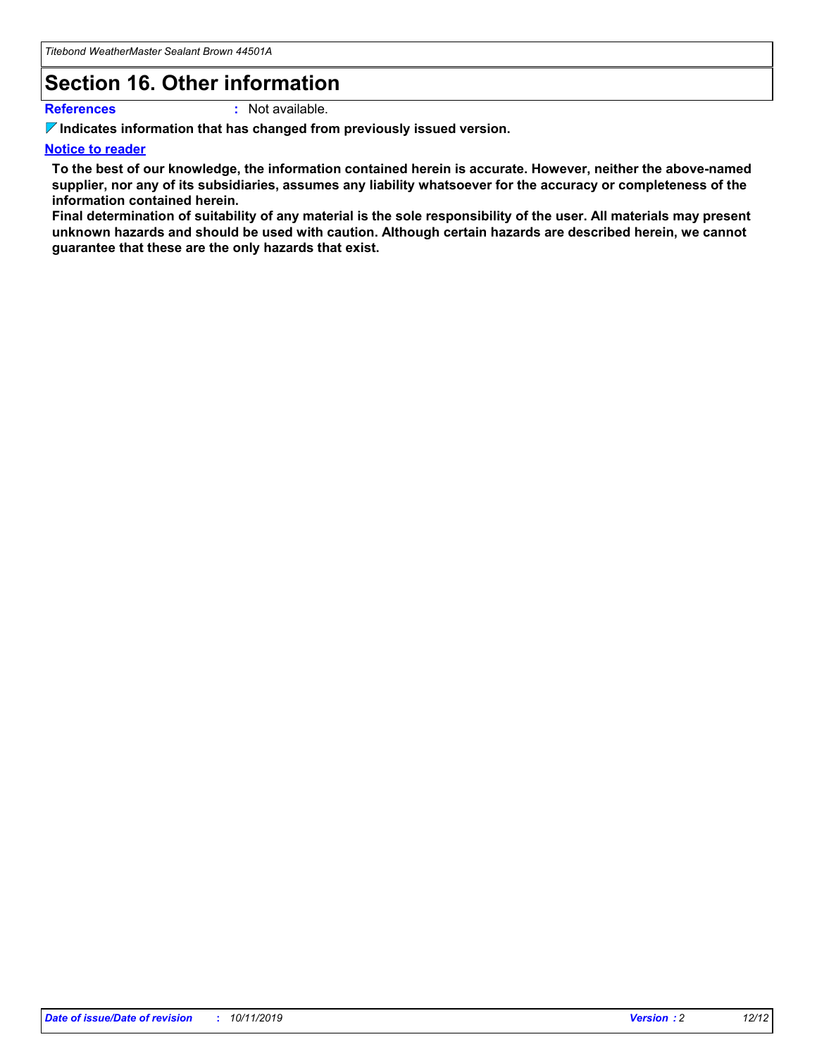# Section 16. Other information

**References** : Not available.

**Indicates information that has changed from previously issued version.**

**Notice to reader**

**To the best of our knowledge, the information contained herein is accurate. However, neither the above-named supplier, nor any of its subsidiaries, assumes any liability whatsoever for the accuracy or completeness of the information contained herein.**

**Final determination of suitability of any material is the sole responsibility of the user. All materials may present unknown hazards and should be used with caution. Although certain hazards are described herein, we cannot guarantee that these are the only hazards that exist.**